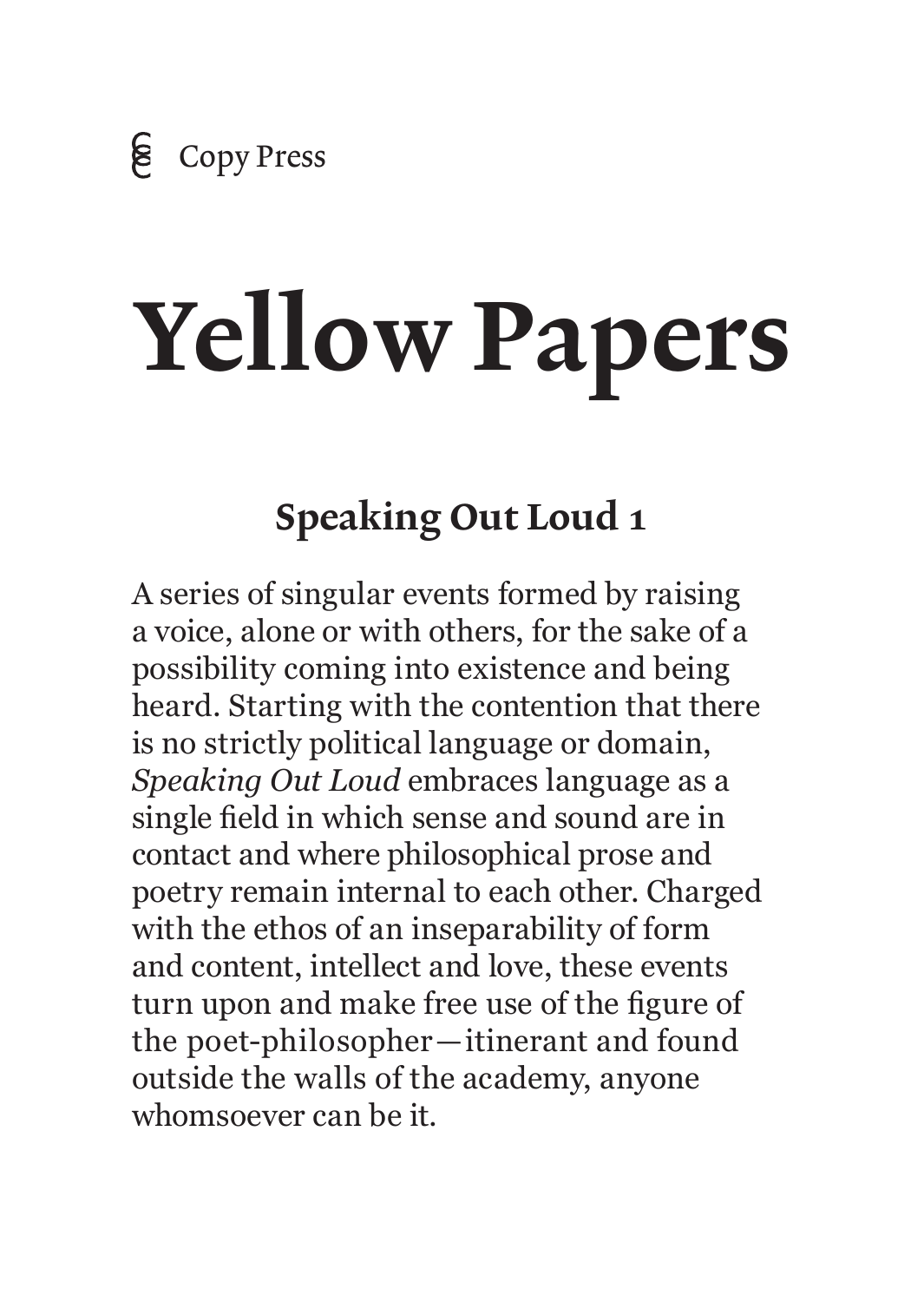Copy Press

# Yellow Papers

## Speaking Out Loud 1

A series of singular events formed by raising a voice, alone or with others, for the sake of a possibility coming into existence and being heard. Starting with the contention that there is no strictly political language or domain, *Speaking Out Loud* embraces language as a single field in which sense and sound are in contact and where philosophical prose and poetry remain internal to each other. Charged with the ethos of an inseparability of form and content, intellect and love, these events turn upon and make free use of the figure of the poet-philosopher—itinerant and found outside the walls of the academy, anyone whomsoever can be it.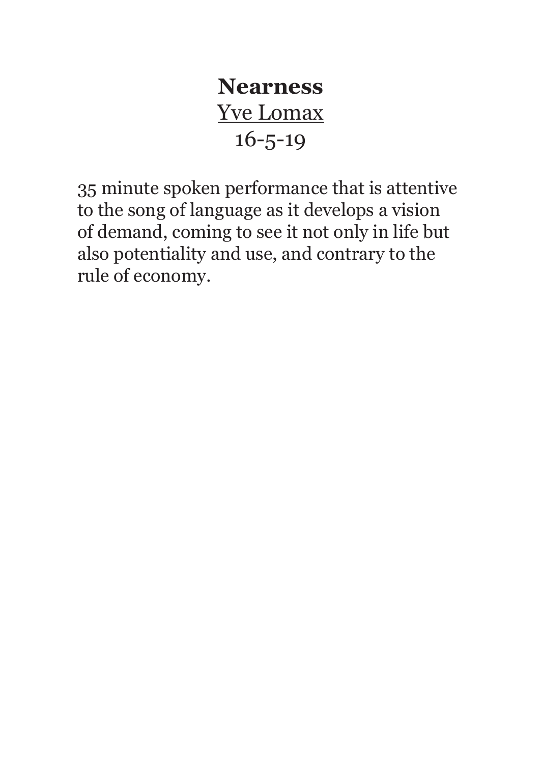# Nearness

<u>Yve Lomax</u>

16-5-19

35 minute spoken performance that is attentive to the song of language as it develops a vision of demand, coming to see it not only in life but also potentiality and use, and contrary to the rule of economy.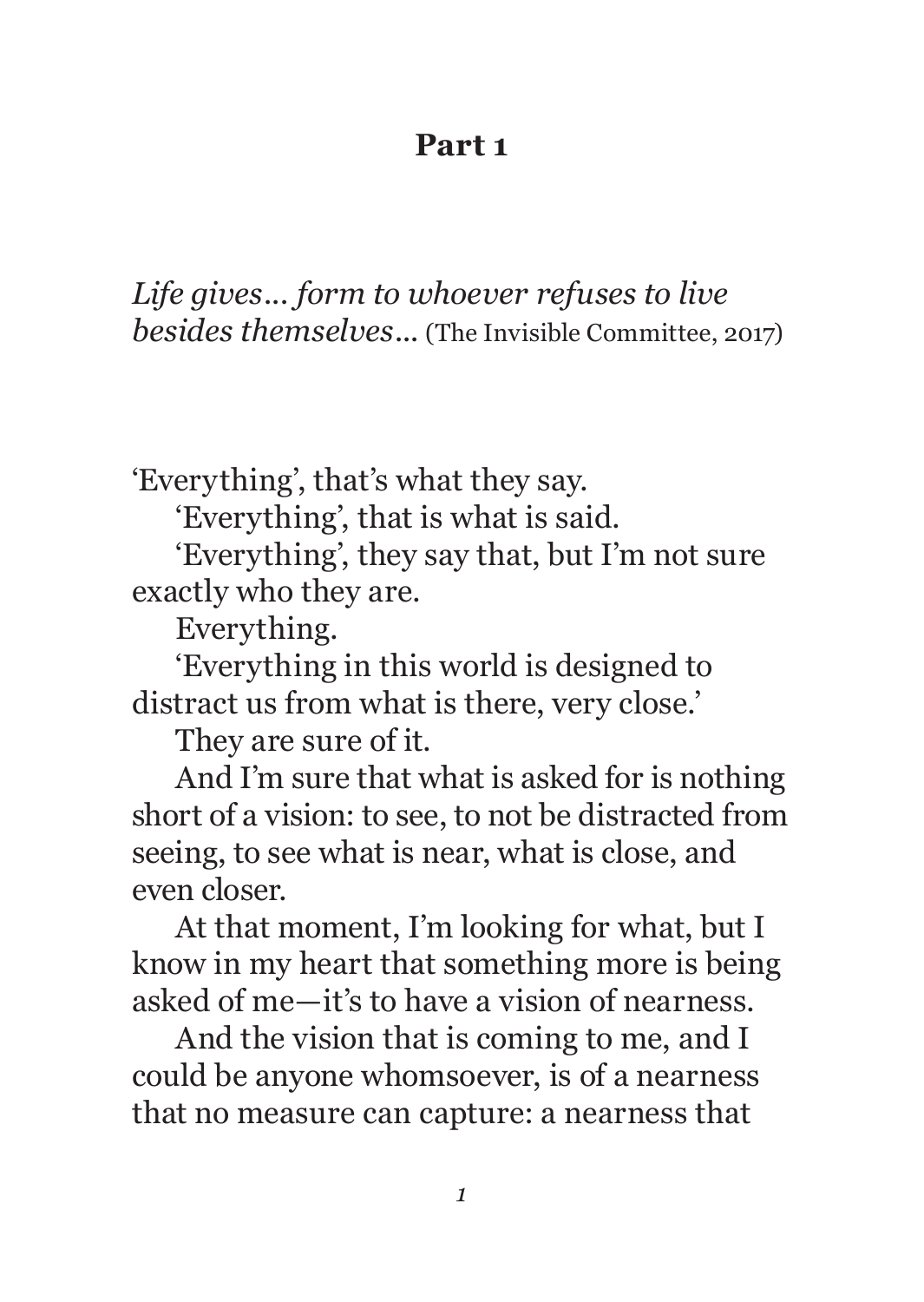# Part 1

*Life gives… form to whoever refuses to live besides themselves…* (The Invisible Committee, 2017)

'Everything', that's what they say.

'Everything', that is what is said.

'Everything', they say that, but I'm not sure exactly who they are.

Everything.

'Everything in this world is designed to distract us from what is there, very close.'

They are sure of it.

And I'm sure that what is asked for is nothing short of a vision: to see, to not be distracted from seeing, to see what is near, what is close, and even closer.

At that moment, I'm looking for what, but I know in my heart that something more is being asked of me—it's to have a vision of nearness.

And the vision that is coming to me, and I could be anyone whomsoever, is of a nearness that no measure can capture: a nearness that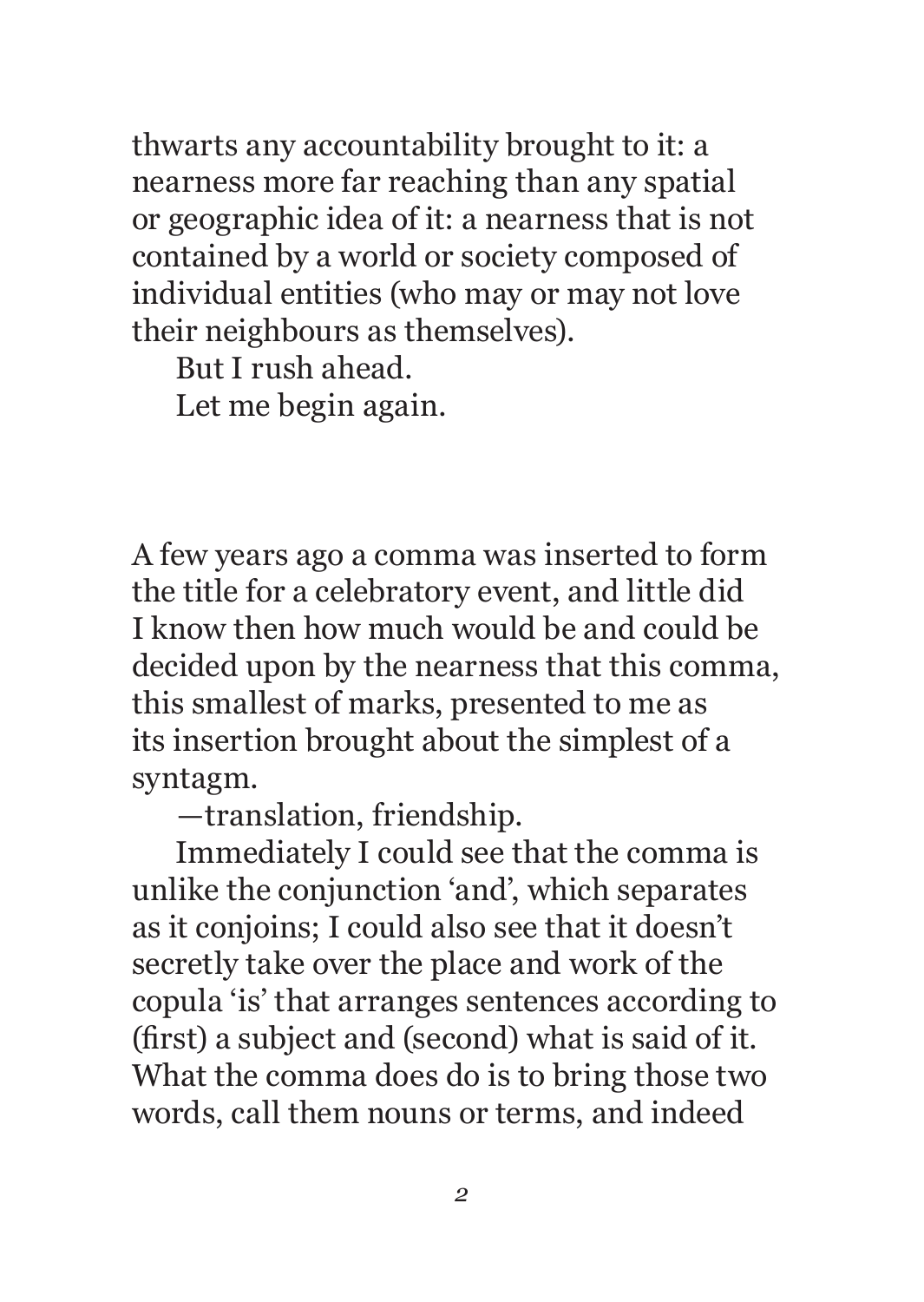thwarts any accountability brought to it: a nearness more far reaching than any spatial or geographic idea of it: a nearness that is not contained by a world or society composed of individual entities (who may or may not love their neighbours as themselves).

But I rush ahead.

Let me begin again.

A few years ago a comma was inserted to form the title for a celebratory event, and little did I know then how much would be and could be decided upon by the nearness that this comma, this smallest of marks, presented to me as its insertion brought about the simplest of a syntagm.

—translation, friendship.

Immediately I could see that the comma is unlike the conjunction 'and', which separates as it conjoins; I could also see that it doesn't secretly take over the place and work of the copula 'is' that arranges sentences according to (first) a subject and (second) what is said of it. What the comma does do is to bring those two words, call them nouns or terms, and indeed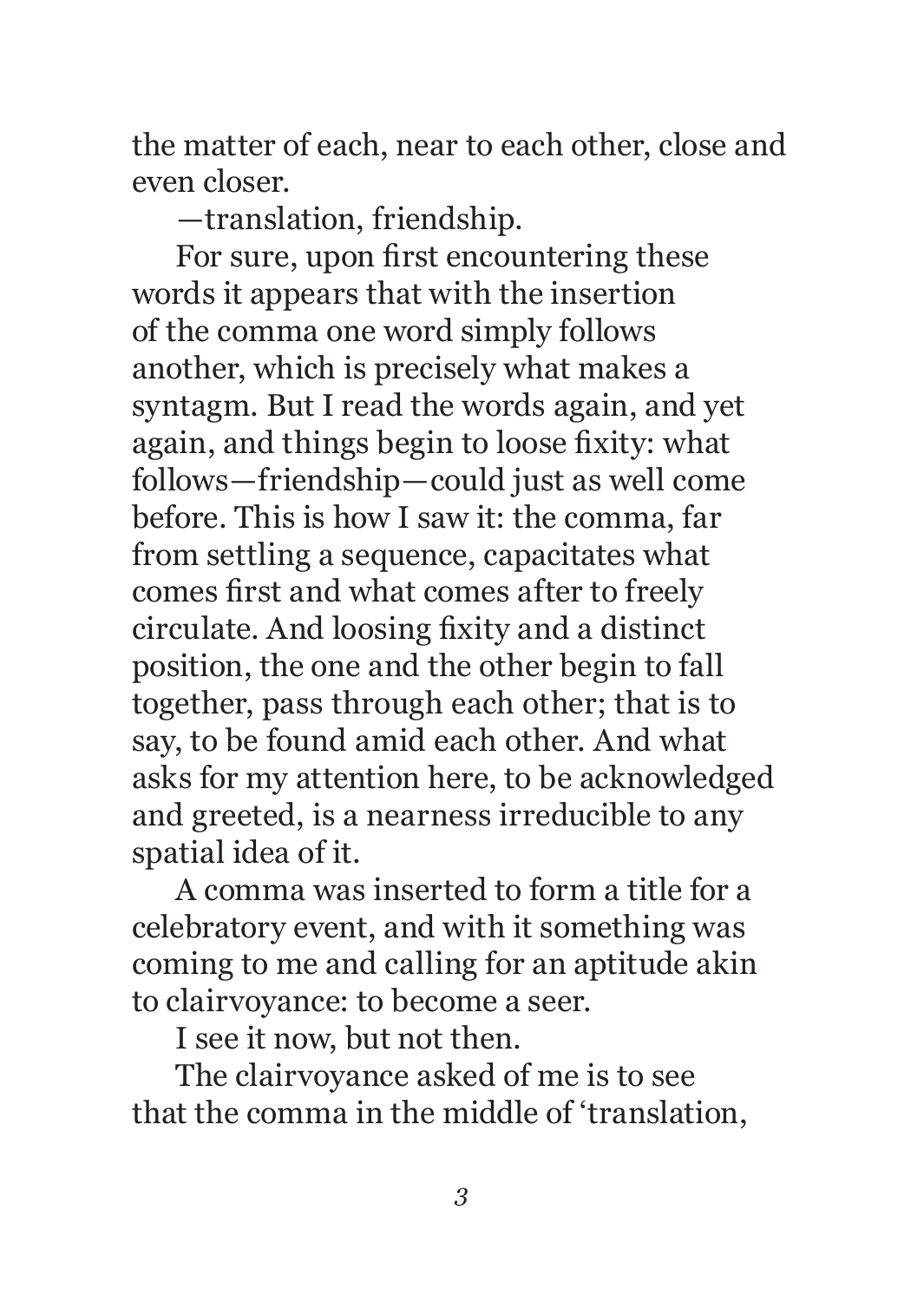the matter of each, near to each other, close and even closer.

—translation, friendship.

For sure, upon first encountering these words it appears that with the insertion of the comma one word simply follows another, which is precisely what makes a syntagm. But I read the words again, and yet again, and things begin to loose fixity: what follows—friendship—could just as well come before. This is how I saw it: the comma, far from settling a sequence, capacitates what comes first and what comes after to freely circulate. And loosing fixity and a distinct position, the one and the other begin to fall together, pass through each other; that is to say, to be found amid each other. And what asks for my attention here, to be acknowledged and greeted, is a nearness irreducible to any spatial idea of it.

A comma was inserted to form a title for a celebratory event, and with it something was coming to me and calling for an aptitude akin to clairvoyance: to become a seer.

I see it now, but not then.

The clairvoyance asked of me is to see that the comma in the middle of 'translation,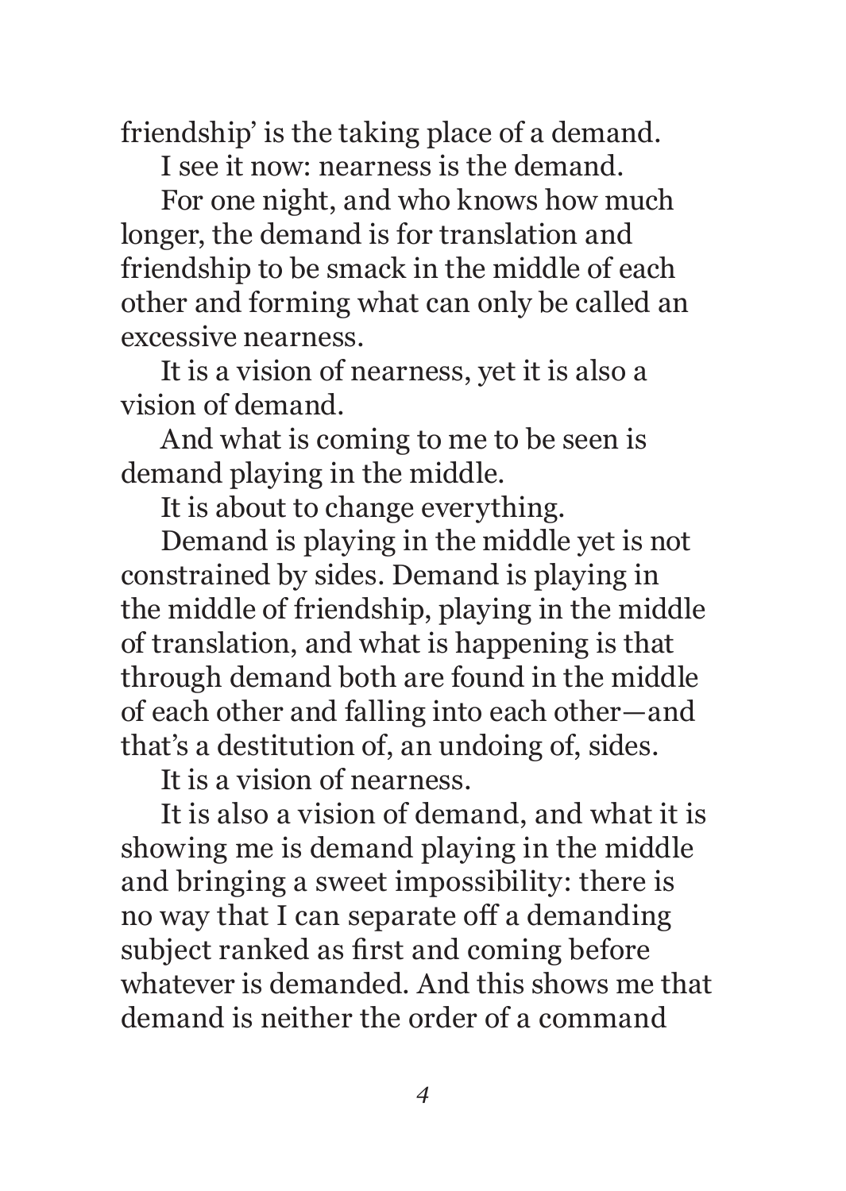friendship' is the taking place of a demand.

I see it now: nearness is the demand.

For one night, and who knows how much longer, the demand is for translation and friendship to be smack in the middle of each other and forming what can only be called an excessive nearness.

It is a vision of nearness, yet it is also a vision of demand.

And what is coming to me to be seen is demand playing in the middle.

It is about to change everything.

Demand is playing in the middle yet is not constrained by sides. Demand is playing in the middle of friendship, playing in the middle of translation, and what is happening is that through demand both are found in the middle of each other and falling into each other—and that's a destitution of, an undoing of, sides.

It is a vision of nearness.

It is also a vision of demand, and what it is showing me is demand playing in the middle and bringing a sweet impossibility: there is no way that I can separate off a demanding subject ranked as first and coming before whatever is demanded. And this shows me that demand is neither the order of a command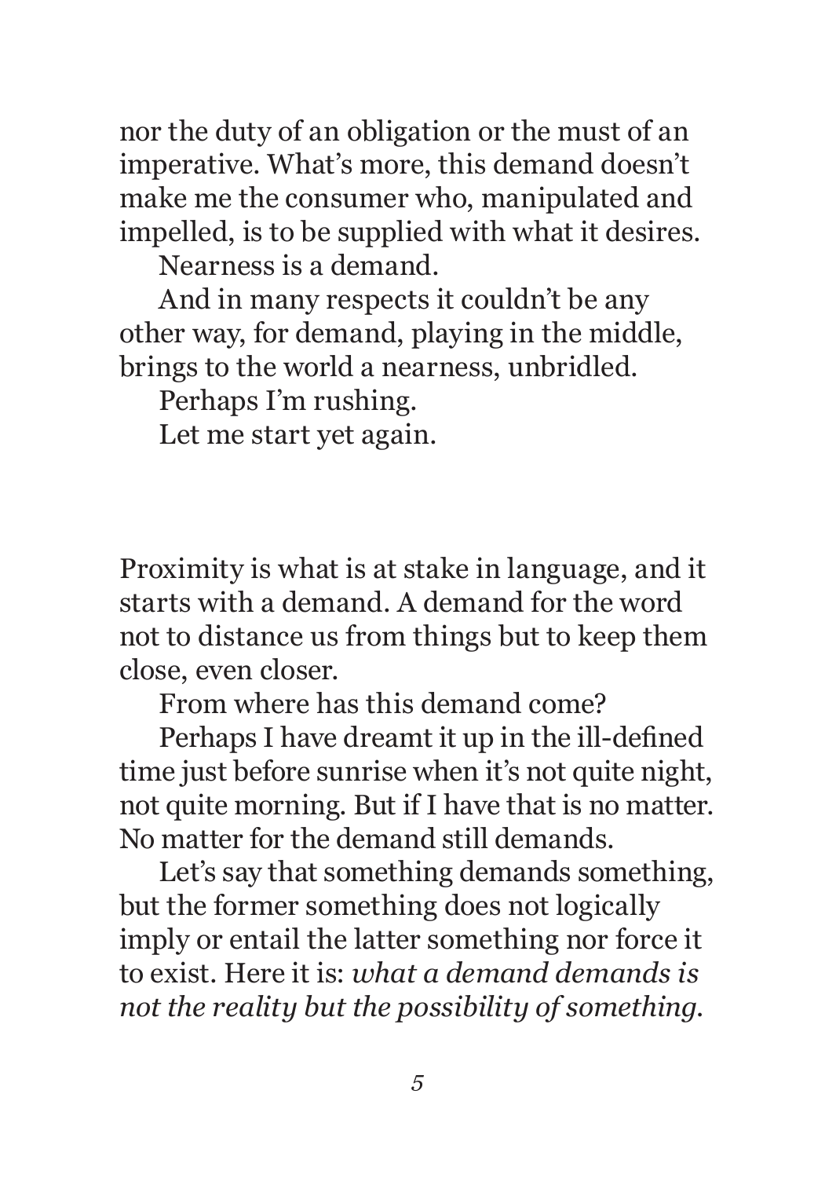nor the duty of an obligation or the must of an imperative. What's more, this demand doesn't make me the consumer who, manipulated and impelled, is to be supplied with what it desires.

Nearness is a demand.

And in many respects it couldn't be any other way, for demand, playing in the middle, brings to the world a nearness, unbridled.

Perhaps I'm rushing.

Let me start yet again.

Proximity is what is at stake in language, and it starts with a demand. A demand for the word not to distance us from things but to keep them close, even closer.

From where has this demand come?

Perhaps I have dreamt it up in the ill-defined time just before sunrise when it's not quite night, not quite morning. But if I have that is no matter. No matter for the demand still demands.

Let's say that something demands something, but the former something does not logically imply or entail the latter something nor force it to exist. Here it is: *what a demand demands is not the reality but the possibility of something.*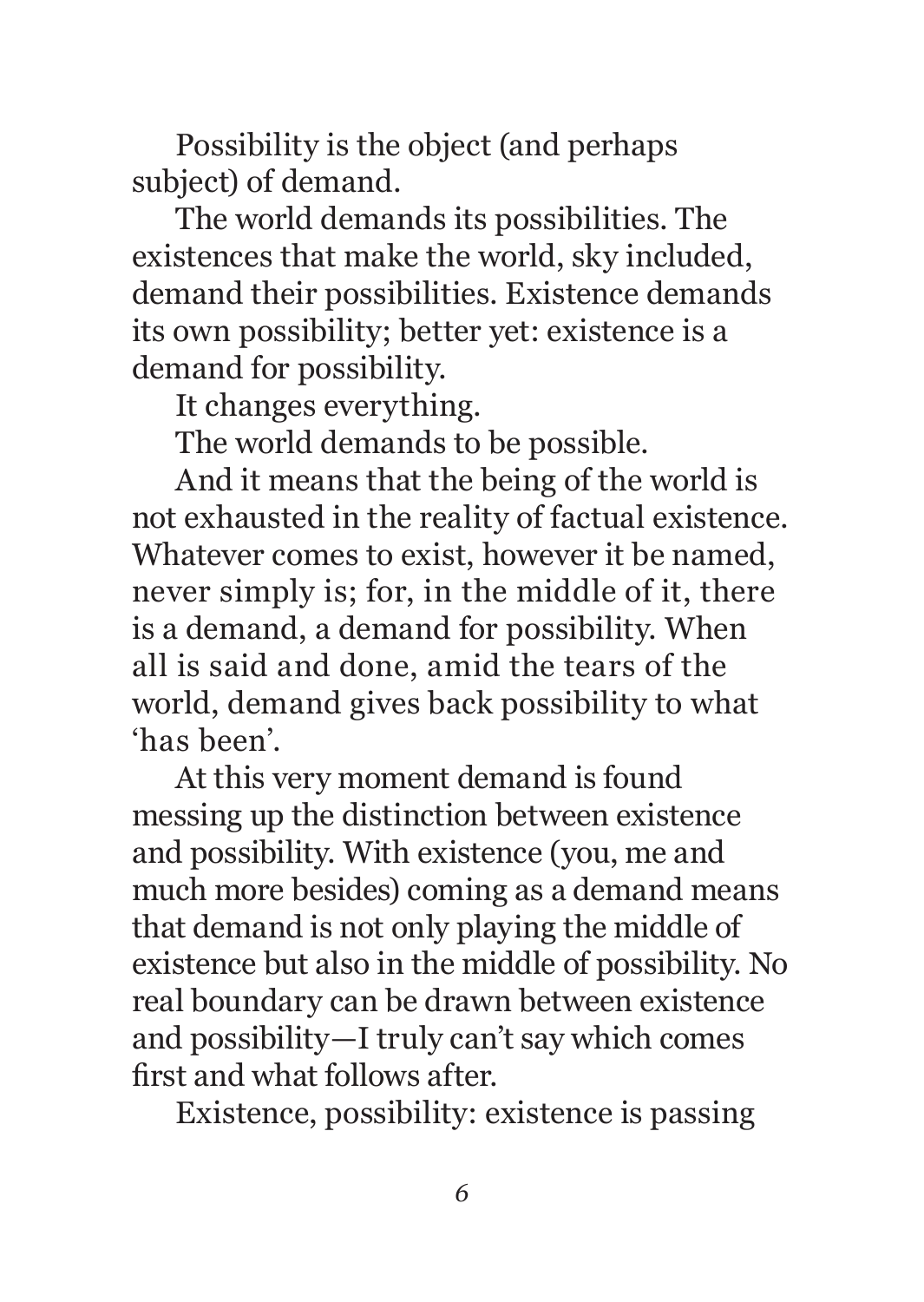Possibility is the object (and perhaps subject) of demand.

The world demands its possibilities. The existences that make the world, sky included, demand their possibilities. Existence demands its own possibility; better yet: existence is a demand for possibility.

It changes everything.

The world demands to be possible.

And it means that the being of the world is not exhausted in the reality of factual existence. Whatever comes to exist, however it be named, never simply is; for, in the middle of it, there is a demand, a demand for possibility. When all is said and done, amid the tears of the world, demand gives back possibility to what 'has been'.

At this very moment demand is found messing up the distinction between existence and possibility. With existence (you, me and much more besides) coming as a demand means that demand is not only playing the middle of existence but also in the middle of possibility. No real boundary can be drawn between existence and possibility—I truly can't say which comes first and what follows after.

Existence, possibility: existence is passing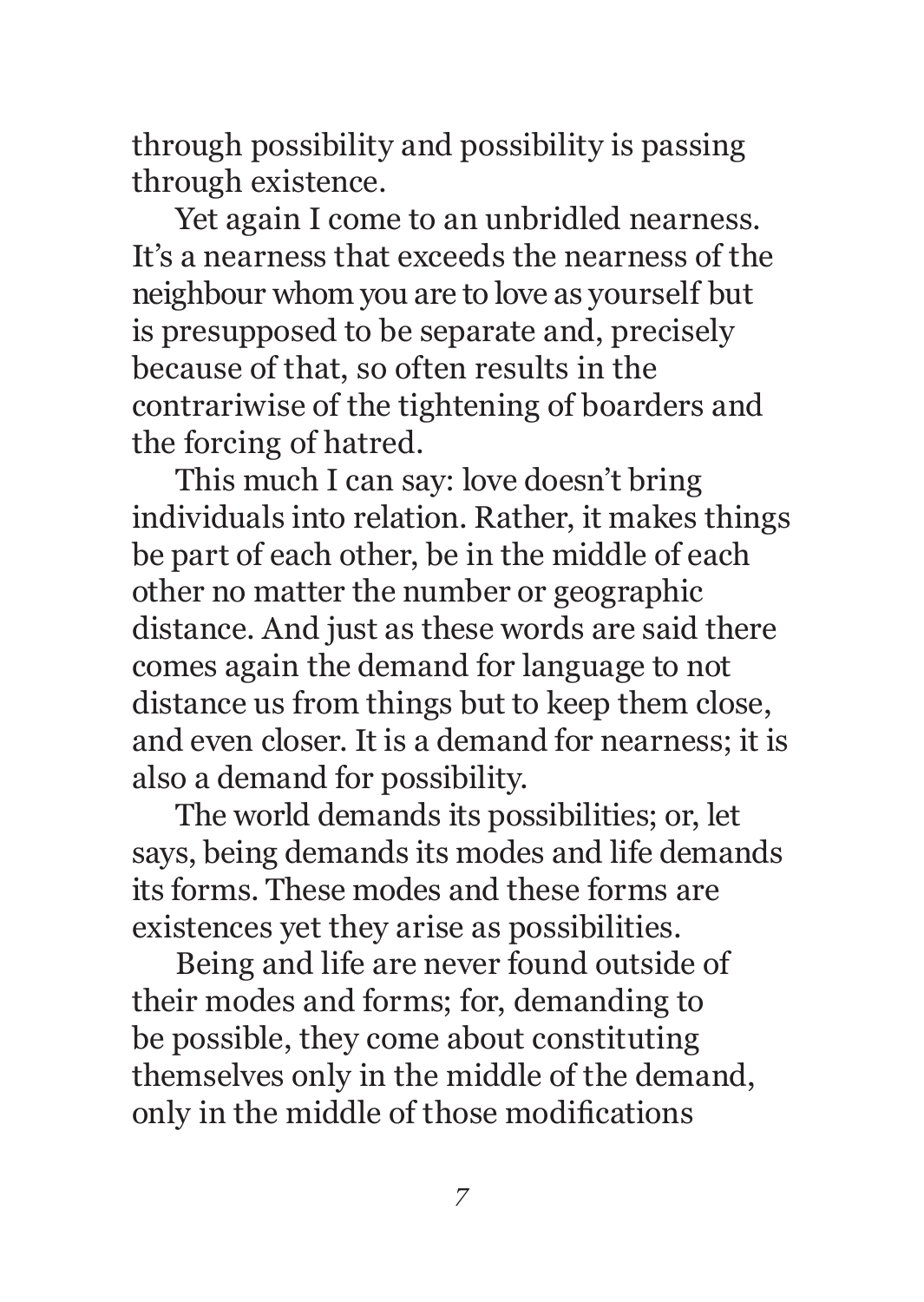through possibility and possibility is passing through existence.

Yet again I come to an unbridled nearness. It's a nearness that exceeds the nearness of the neighbour whom you are to love as yourself but is presupposed to be separate and, precisely because of that, so often results in the contrariwise of the tightening of boarders and the forcing of hatred.

This much I can say: love doesn't bring individuals into relation. Rather, it makes things be part of each other, be in the middle of each other no matter the number or geographic distance. And just as these words are said there comes again the demand for language to not distance us from things but to keep them close, and even closer. It is a demand for nearness; it is also a demand for possibility.

The world demands its possibilities; or, let says, being demands its modes and life demands its forms. These modes and these forms are existences yet they arise as possibilities.

Being and life are never found outside of their modes and forms; for, demanding to be possible, they come about constituting themselves only in the middle of the demand, only in the middle of those modifications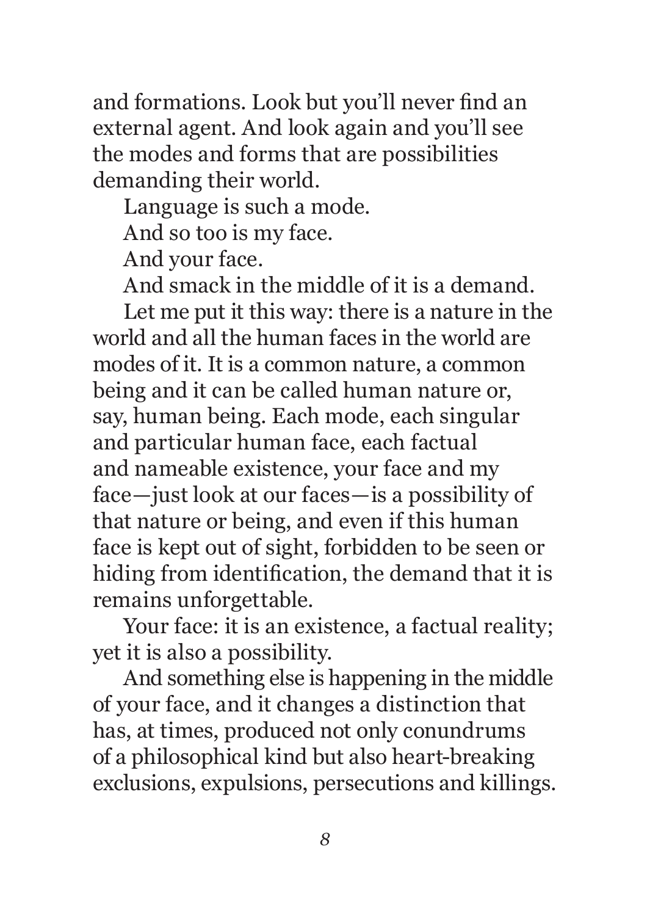and formations. Look but you'll never find an external agent. And look again and you'll see the modes and forms that are possibilities demanding their world.

Language is such a mode.

And so too is my face.

And your face.

And smack in the middle of it is a demand.

Let me put it this way: there is a nature in the world and all the human faces in the world are modes of it. It is a common nature, a common being and it can be called human nature or, say, human being. Each mode, each singular and particular human face, each factual and nameable existence, your face and my face—just look at our faces—is a possibility of that nature or being, and even if this human face is kept out of sight, forbidden to be seen or hiding from identification, the demand that it is remains unforgettable.

Your face: it is an existence, a factual reality; yet it is also a possibility.

And something else is happening in the middle of your face, and it changes a distinction that has, at times, produced not only conundrums of a philosophical kind but also heart-breaking exclusions, expulsions, persecutions and killings.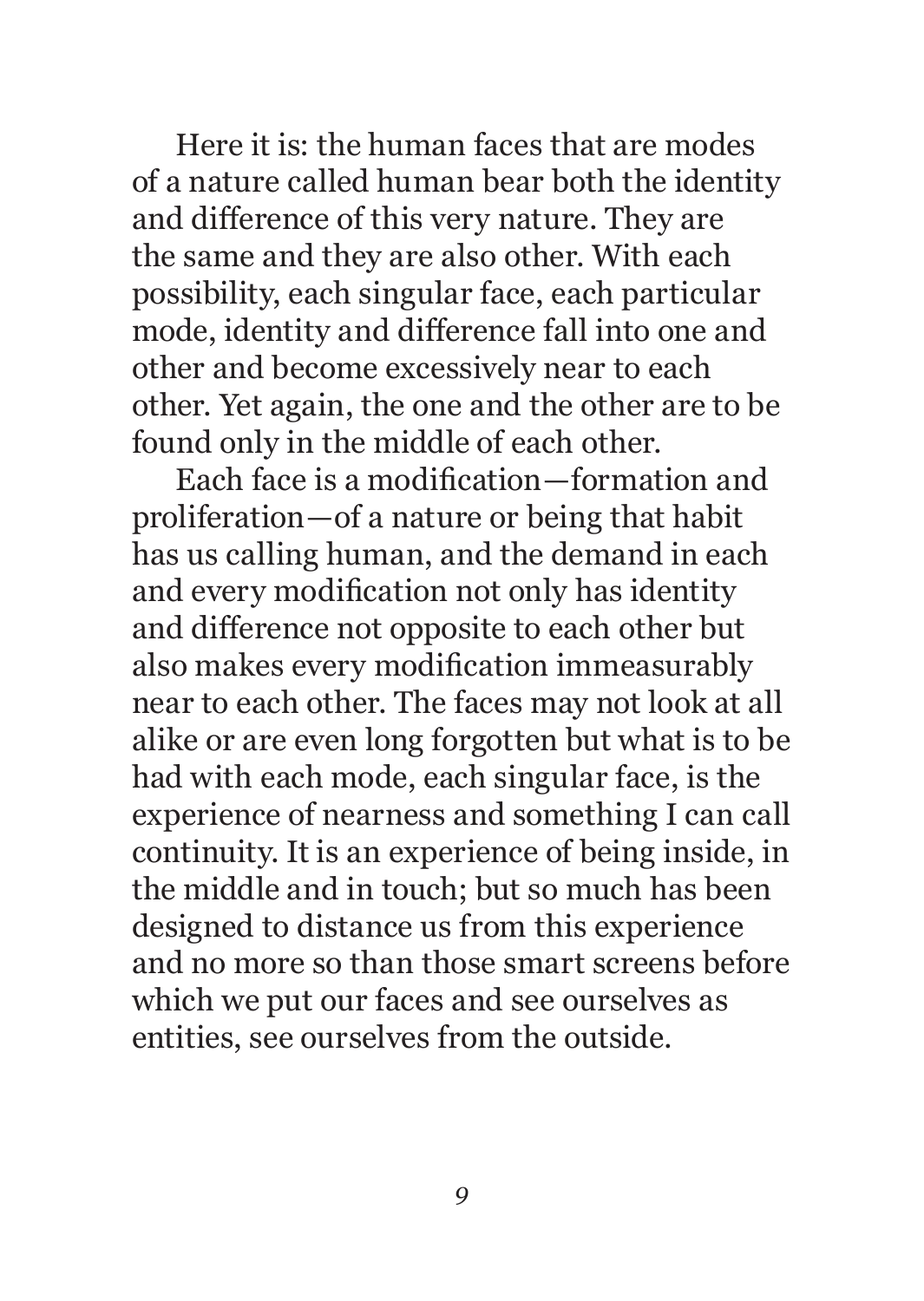Here it is: the human faces that are modes of a nature called human bear both the identity and difference of this very nature. They are the same and they are also other. With each possibility, each singular face, each particular mode, identity and difference fall into one and other and become excessively near to each other. Yet again, the one and the other are to be found only in the middle of each other.

Each face is a modification—formation and proliferation—of a nature or being that habit has us calling human, and the demand in each and every modification not only has identity and difference not opposite to each other but also makes every modification immeasurably near to each other. The faces may not look at all alike or are even long forgotten but what is to be had with each mode, each singular face, is the experience of nearness and something I can call continuity. It is an experience of being inside, in the middle and in touch; but so much has been designed to distance us from this experience and no more so than those smart screens before which we put our faces and see ourselves as entities, see ourselves from the outside.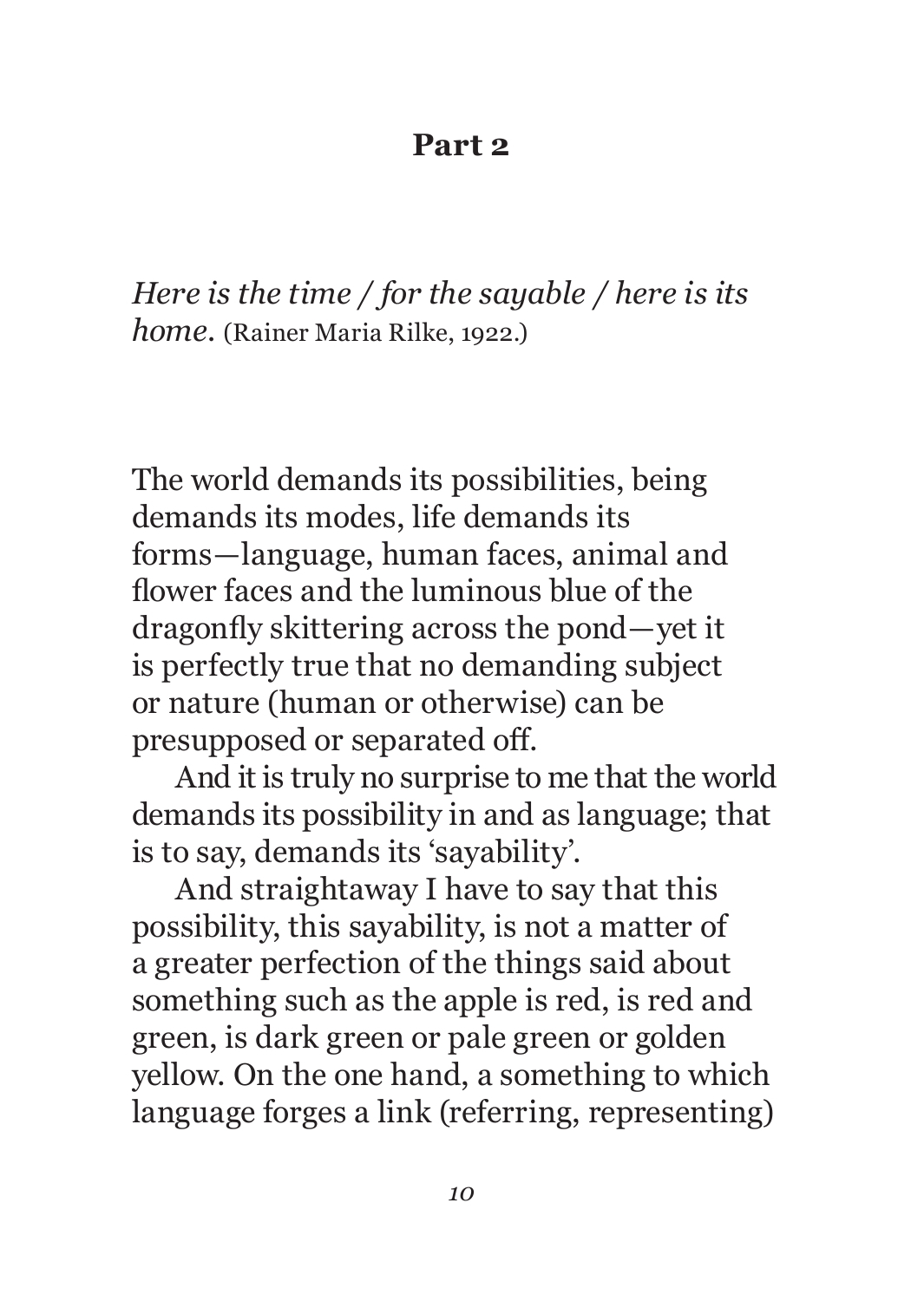## Part 2

*Here is the time / for the sayable / here is its home.* (Rainer Maria Rilke, 1922.)

The world demands its possibilities, being demands its modes, life demands its forms—language, human faces, animal and flower faces and the luminous blue of the dragonfly skittering across the pond—yet it is perfectly true that no demanding subject or nature (human or otherwise) can be presupposed or separated off.

And it is truly no surprise to me that the world demands its possibility in and as language; that is to say, demands its 'sayability'.

And straightaway I have to say that this possibility, this sayability, is not a matter of a greater perfection of the things said about something such as the apple is red, is red and green, is dark green or pale green or golden yellow. On the one hand, a something to which language forges a link (referring, representing)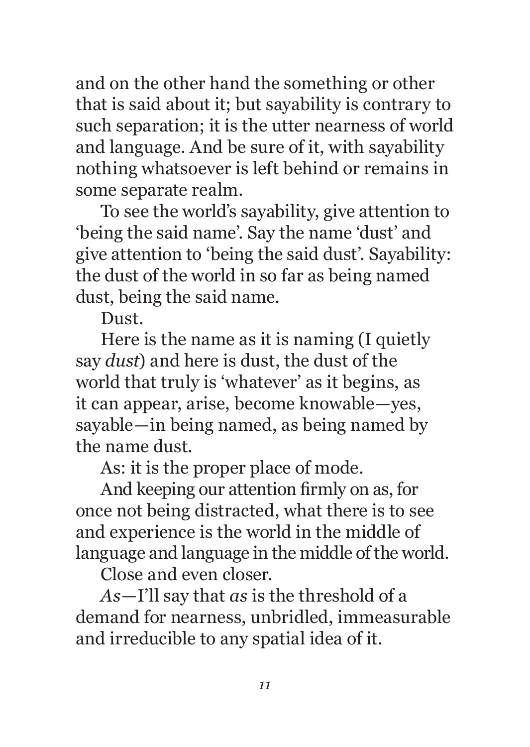and on the other hand the something or other that is said about it; but sayability is contrary to such separation; it is the utter nearness of world and language. And be sure of it, with sayability nothing whatsoever is left behind or remains in some separate realm.

To see the world's sayability, give attention to 'being the said name'. Say the name 'dust' and give attention to 'being the said dust'. Sayability: the dust of the world in so far as being named dust, being the said name.

Dust.

Here is the name as it is naming (I quietly say *dust*) and here is dust, the dust of the world that truly is 'whatever' as it begins, as it can appear, arise, become knowable—yes, sayable—in being named, as being named by the name dust.

As: it is the proper place of mode.

And keeping our attention firmly on as, for once not being distracted, what there is to see and experience is the world in the middle of language and language in the middle of the world.

Close and even closer.

*As*—I'll say that *as* is the threshold of a demand for nearness, unbridled, immeasurable and irreducible to any spatial idea of it.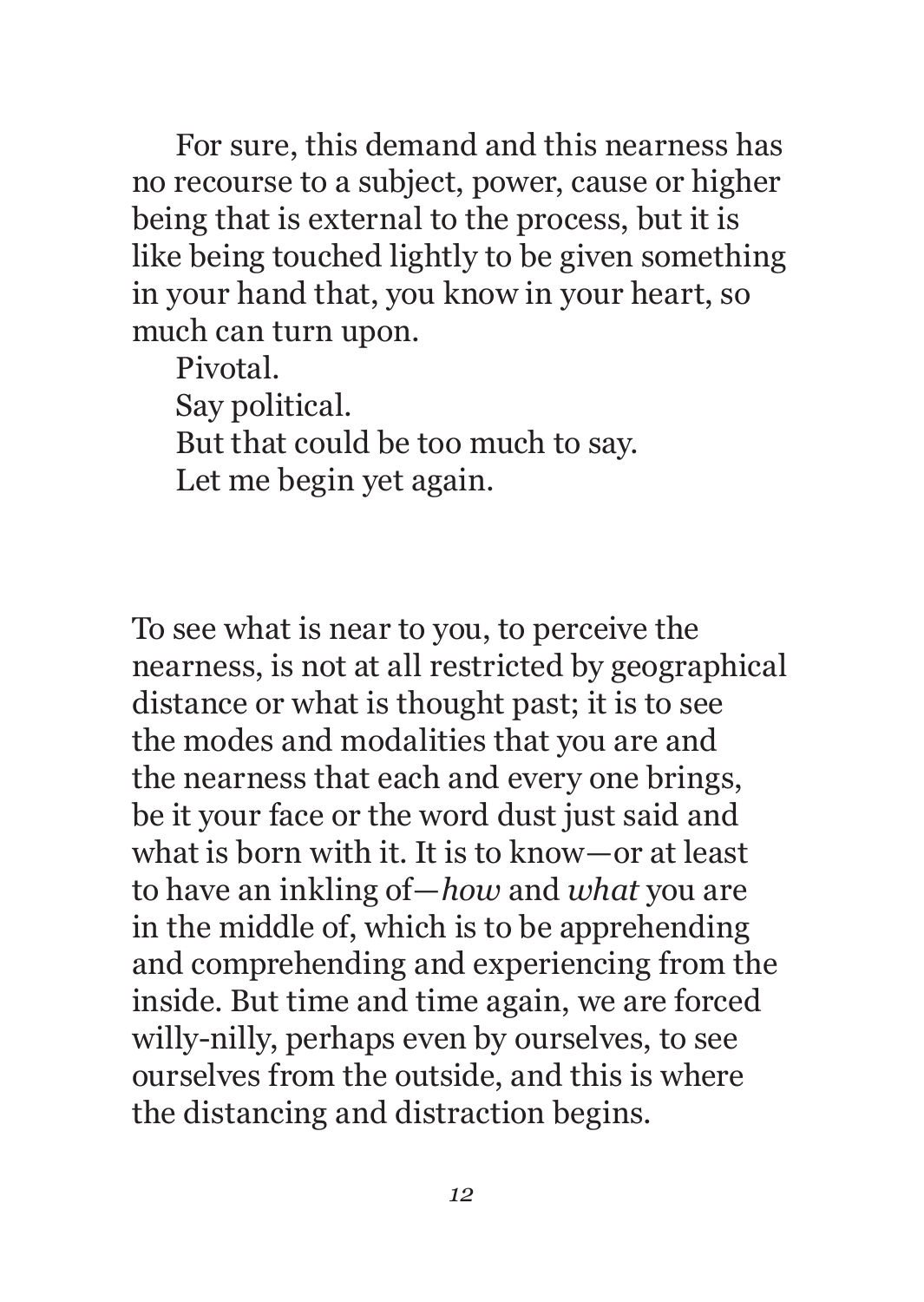For sure, this demand and this nearness has no recourse to a subject, power, cause or higher being that is external to the process, but it is like being touched lightly to be given something in your hand that, you know in your heart, so much can turn upon.

Pivotal.

Say political.

But that could be too much to say.

Let me begin yet again.

To see what is near to you, to perceive the nearness, is not at all restricted by geographical distance or what is thought past; it is to see the modes and modalities that you are and the nearness that each and every one brings, be it your face or the word dust just said and what is born with it. It is to know—or at least to have an inkling of—*how* and *what* you are in the middle of, which is to be apprehending and comprehending and experiencing from the inside. But time and time again, we are forced willy-nilly, perhaps even by ourselves, to see ourselves from the outside, and this is where the distancing and distraction begins.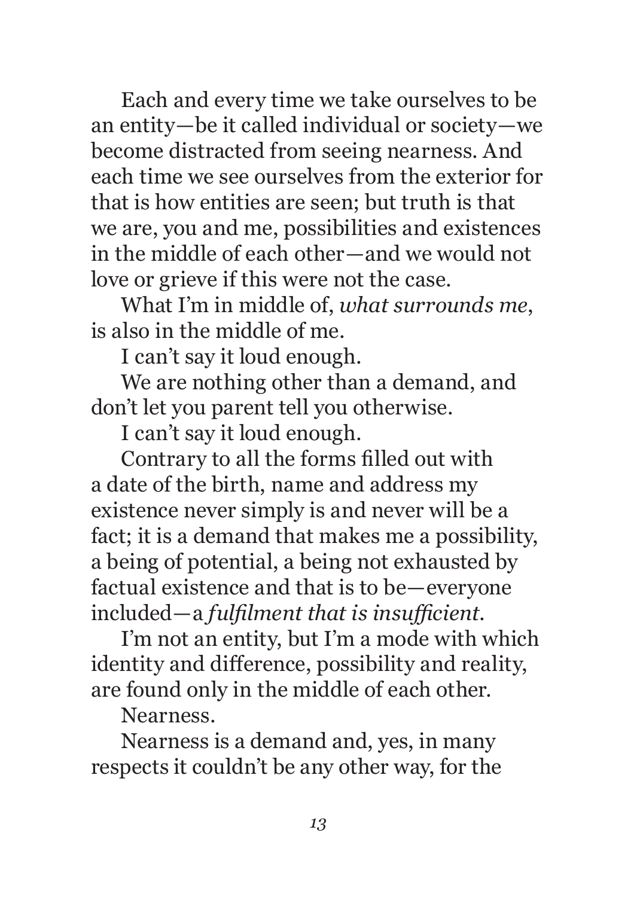Each and every time we take ourselves to be an entity—be it called individual or society—we become distracted from seeing nearness. And each time we see ourselves from the exterior for that is how entities are seen; but truth is that we are, you and me, possibilities and existences in the middle of each other—and we would not love or grieve if this were not the case.

What I'm in middle of, *what surrounds me*, is also in the middle of me.

I can't say it loud enough.

We are nothing other than a demand, and don't let you parent tell you otherwise.

I can't say it loud enough.

Contrary to all the forms filled out with a date of the birth, name and address my existence never simply is and never will be a fact; it is a demand that makes me a possibility, a being of potential, a being not exhausted by factual existence and that is to be—everyone included—a *fulfilment that is insufficient*.

I'm not an entity, but I'm a mode with which identity and difference, possibility and reality, are found only in the middle of each other.

Nearness.

Nearness is a demand and, yes, in many respects it couldn't be any other way, for the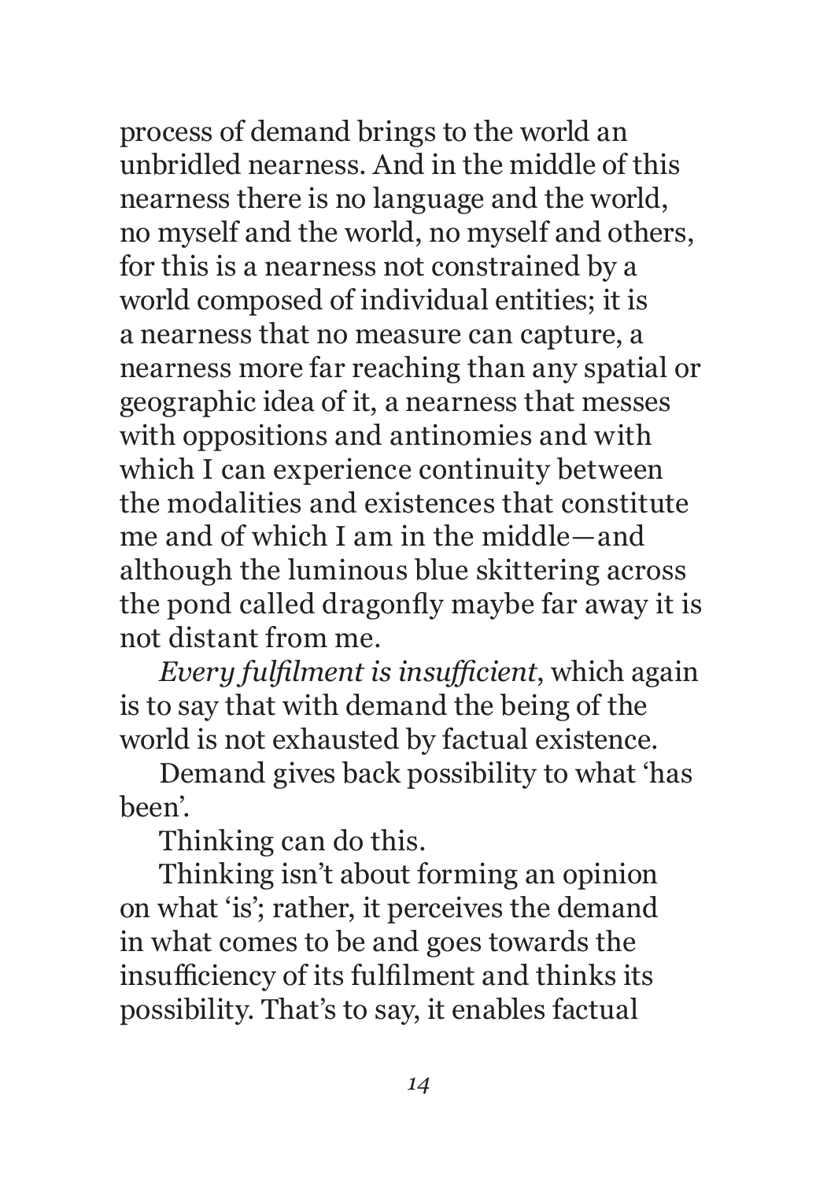process of demand brings to the world an unbridled nearness. And in the middle of this nearness there is no language and the world, no myself and the world, no myself and others, for this is a nearness not constrained by a world composed of individual entities; it is a nearness that no measure can capture, a nearness more far reaching than any spatial or geographic idea of it, a nearness that messes with oppositions and antinomies and with which I can experience continuity between the modalities and existences that constitute me and of which I am in the middle—and although the luminous blue skittering across the pond called dragonfly maybe far away it is not distant from me.

*Every fulfilment is insufficient*, which again is to say that with demand the being of the world is not exhausted by factual existence.

Demand gives back possibility to what 'has been'.

Thinking can do this.

Thinking isn't about forming an opinion on what 'is'; rather, it perceives the demand in what comes to be and goes towards the insufficiency of its fulfilment and thinks its possibility. That's to say, it enables factual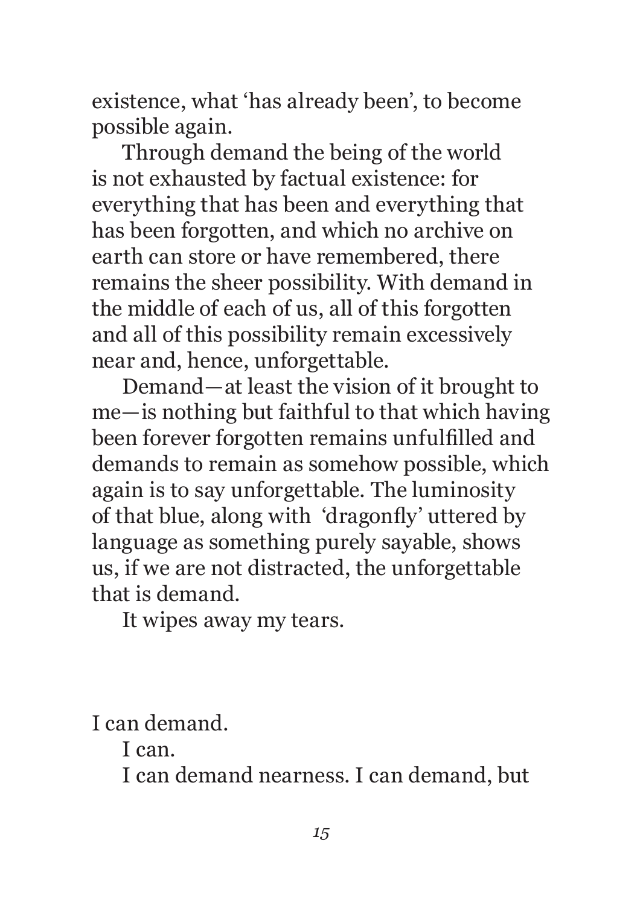existence, what 'has already been', to become possible again.

Through demand the being of the world is not exhausted by factual existence: for everything that has been and everything that has been forgotten, and which no archive on earth can store or have remembered, there remains the sheer possibility. With demand in the middle of each of us, all of this forgotten and all of this possibility remain excessively near and, hence, unforgettable.

Demand—at least the vision of it brought to me—is nothing but faithful to that which having been forever forgotten remains unfulfilled and demands to remain as somehow possible, which again is to say unforgettable. The luminosity of that blue, along with 'dragonfly' uttered by language as something purely sayable, shows us, if we are not distracted, the unforgettable that is demand.

It wipes away my tears.

I can demand.

I can.

I can demand nearness. I can demand, but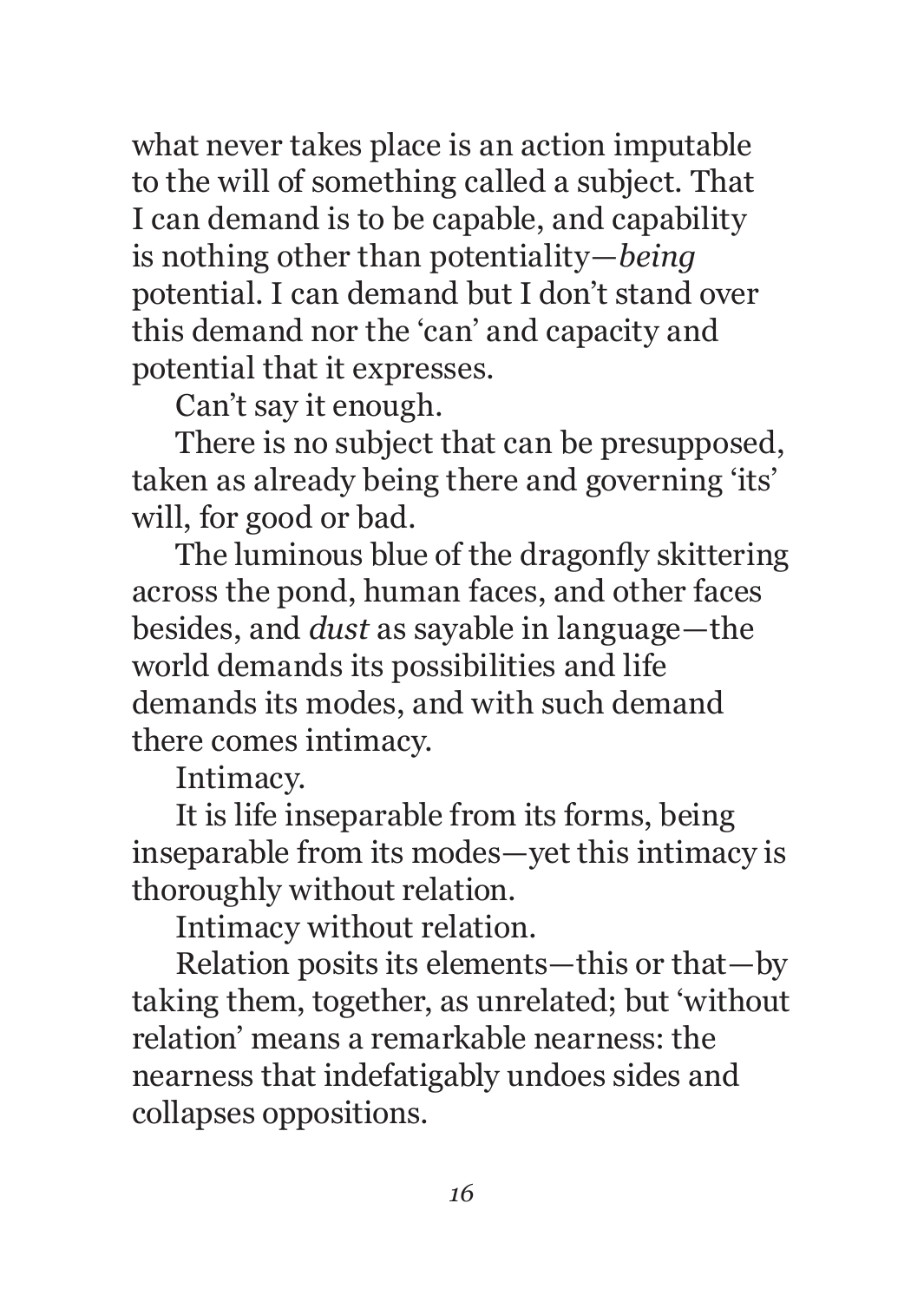what never takes place is an action imputable to the will of something called a subject. That I can demand is to be capable, and capability is nothing other than potentiality—*being* potential. I can demand but I don't stand over this demand nor the 'can' and capacity and potential that it expresses.

Can't say it enough.

There is no subject that can be presupposed, taken as already being there and governing 'its' will, for good or bad.

The luminous blue of the dragonfly skittering across the pond, human faces, and other faces besides, and *dust* as sayable in language—the world demands its possibilities and life demands its modes, and with such demand there comes intimacy.

Intimacy.

It is life inseparable from its forms, being inseparable from its modes—yet this intimacy is thoroughly without relation.

Intimacy without relation.

Relation posits its elements—this or that—by taking them, together, as unrelated; but 'without relation' means a remarkable nearness: the nearness that indefatigably undoes sides and collapses oppositions.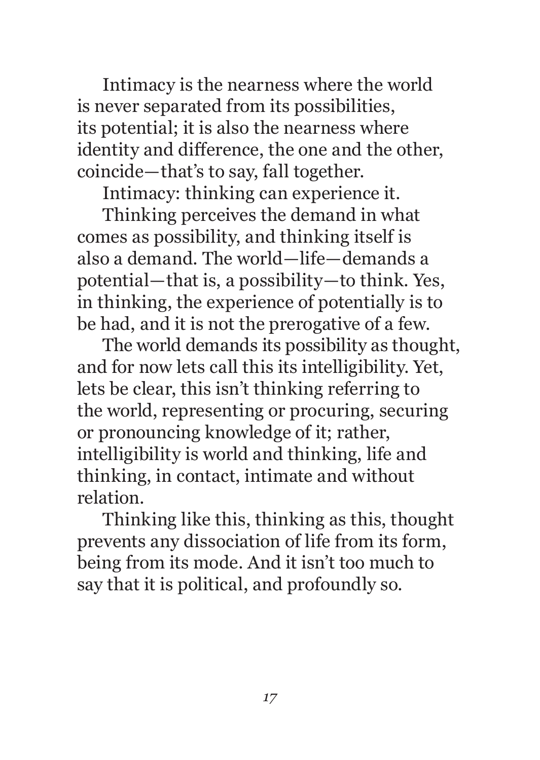Intimacy is the nearness where the world is never separated from its possibilities, its potential; it is also the nearness where identity and difference, the one and the other, coincide—that's to say, fall together.

Intimacy: thinking can experience it.

Thinking perceives the demand in what comes as possibility, and thinking itself is also a demand. The world—life—demands a potential—that is, a possibility—to think. Yes, in thinking, the experience of potentially is to be had, and it is not the prerogative of a few.

The world demands its possibility as thought, and for now lets call this its intelligibility. Yet, lets be clear, this isn't thinking referring to the world, representing or procuring, securing or pronouncing knowledge of it; rather, intelligibility is world and thinking, life and thinking, in contact, intimate and without relation.

Thinking like this, thinking as this, thought prevents any dissociation of life from its form, being from its mode. And it isn't too much to say that it is political, and profoundly so.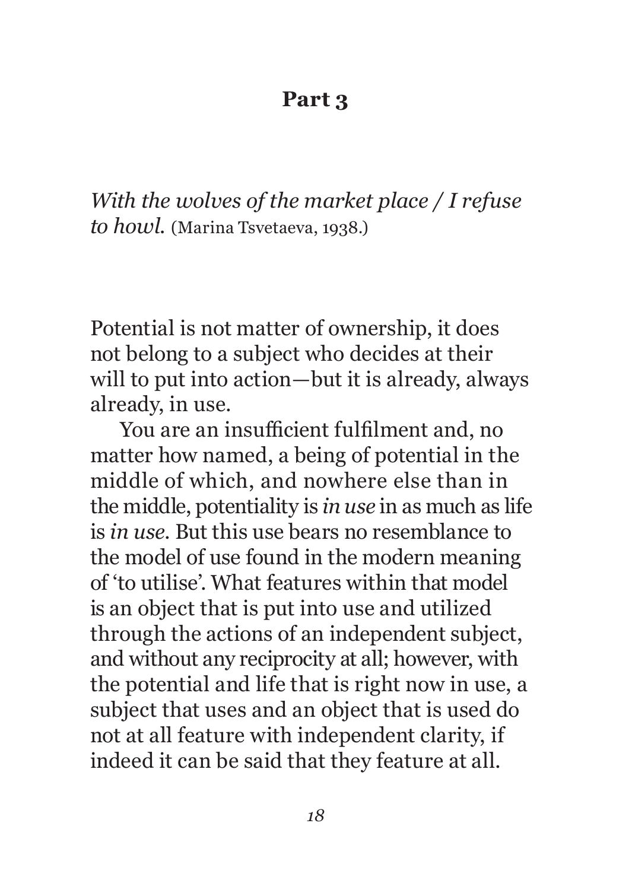## Part 3

*With the wolves of the market place / I refuse to howl.* (Marina Tsvetaeva, 1938.)

Potential is not matter of ownership, it does not belong to a subject who decides at their will to put into action—but it is already, always already, in use.

You are an insufficient fulfilment and, no matter how named, a being of potential in the middle of which, and nowhere else than in the middle, potentiality is *in use* in as much as life is *in use*. But this use bears no resemblance to the model of use found in the modern meaning of 'to utilise'. What features within that model is an object that is put into use and utilized through the actions of an independent subject, and without any reciprocity at all; however, with the potential and life that is right now in use, a subject that uses and an object that is used do not at all feature with independent clarity, if indeed it can be said that they feature at all.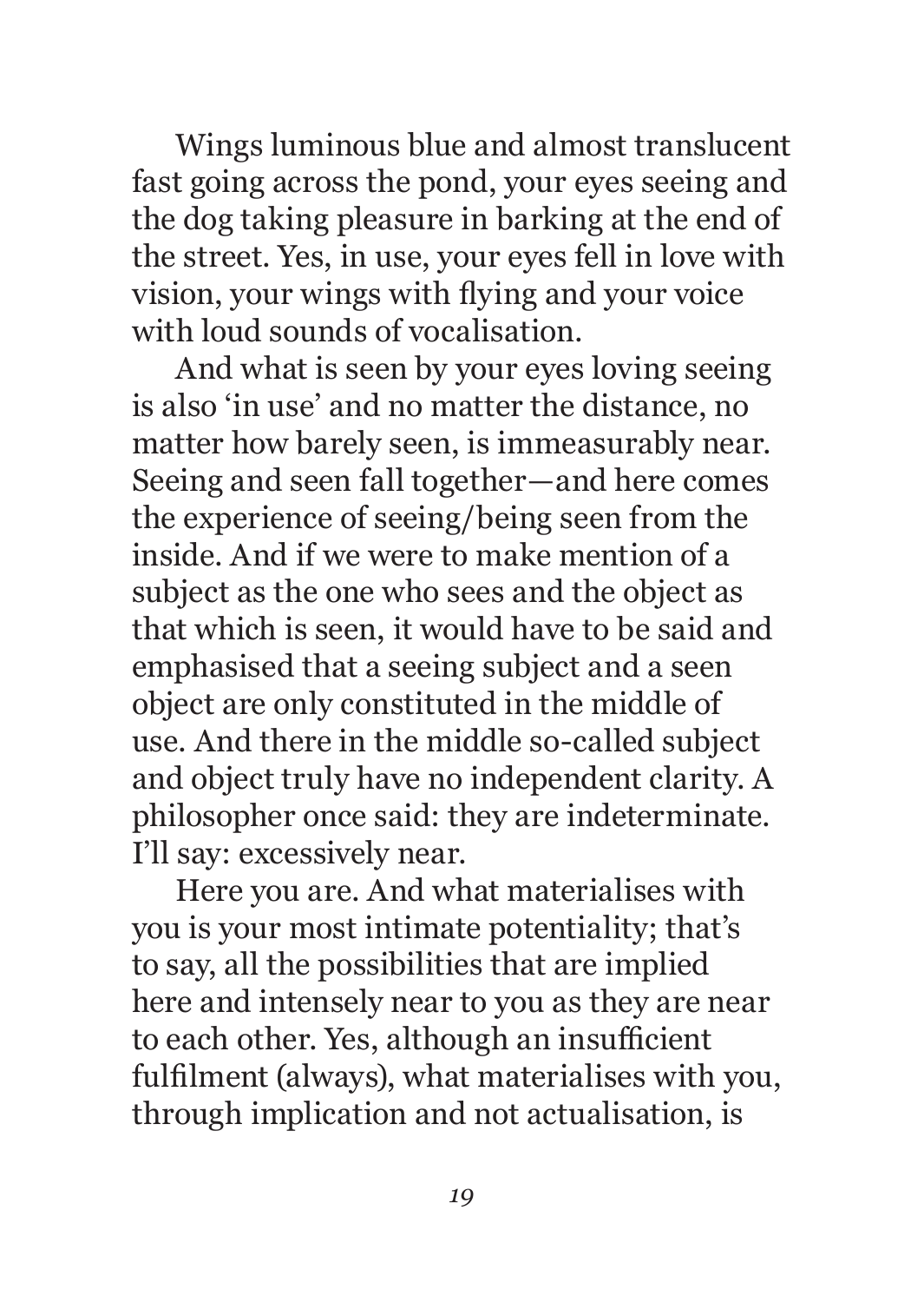Wings luminous blue and almost translucent fast going across the pond, your eyes seeing and the dog taking pleasure in barking at the end of the street. Yes, in use, your eyes fell in love with vision, your wings with flying and your voice with loud sounds of vocalisation.

And what is seen by your eyes loving seeing is also 'in use' and no matter the distance, no matter how barely seen, is immeasurably near. Seeing and seen fall together—and here comes the experience of seeing/being seen from the inside. And if we were to make mention of a subject as the one who sees and the object as that which is seen, it would have to be said and emphasised that a seeing subject and a seen object are only constituted in the middle of use. And there in the middle so-called subject and object truly have no independent clarity. A philosopher once said: they are indeterminate. I'll say: excessively near.

Here you are. And what materialises with you is your most intimate potentiality; that's to say, all the possibilities that are implied here and intensely near to you as they are near to each other. Yes, although an insufficient fulfilment (always), what materialises with you, through implication and not actualisation, is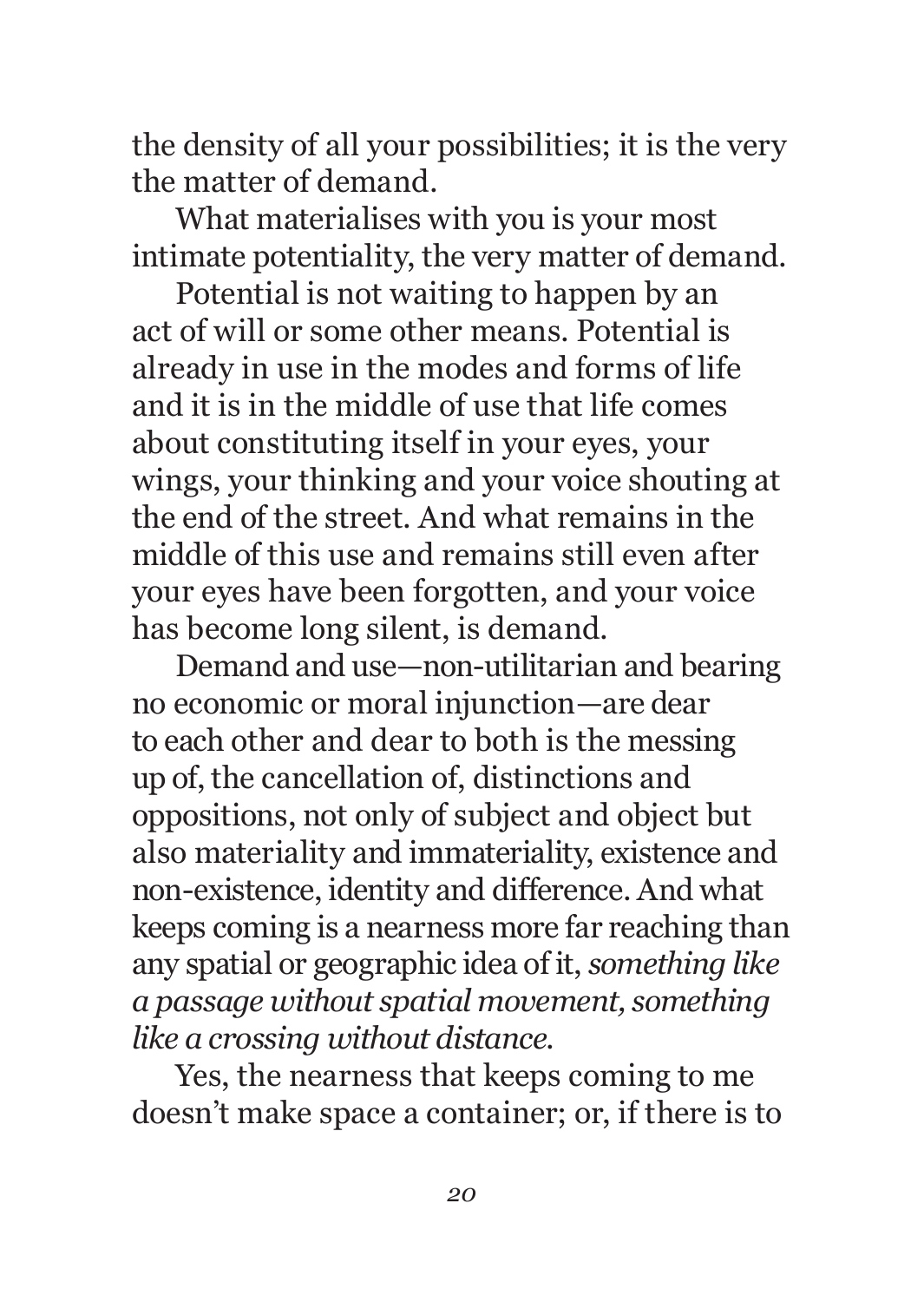the density of all your possibilities; it is the very the matter of demand.

What materialises with you is your most intimate potentiality, the very matter of demand.

Potential is not waiting to happen by an act of will or some other means. Potential is already in use in the modes and forms of life and it is in the middle of use that life comes about constituting itself in your eyes, your wings, your thinking and your voice shouting at the end of the street. And what remains in the middle of this use and remains still even after your eyes have been forgotten, and your voice has become long silent, is demand.

Demand and use—non-utilitarian and bearing no economic or moral injunction—are dear to each other and dear to both is the messing up of, the cancellation of, distinctions and oppositions, not only of subject and object but also materiality and immateriality, existence and non-existence, identity and difference. And what keeps coming is a nearness more far reaching than any spatial or geographic idea of it, *something like a passage without spatial movement, something like a crossing without distance.*

Yes, the nearness that keeps coming to me doesn't make space a container; or, if there is to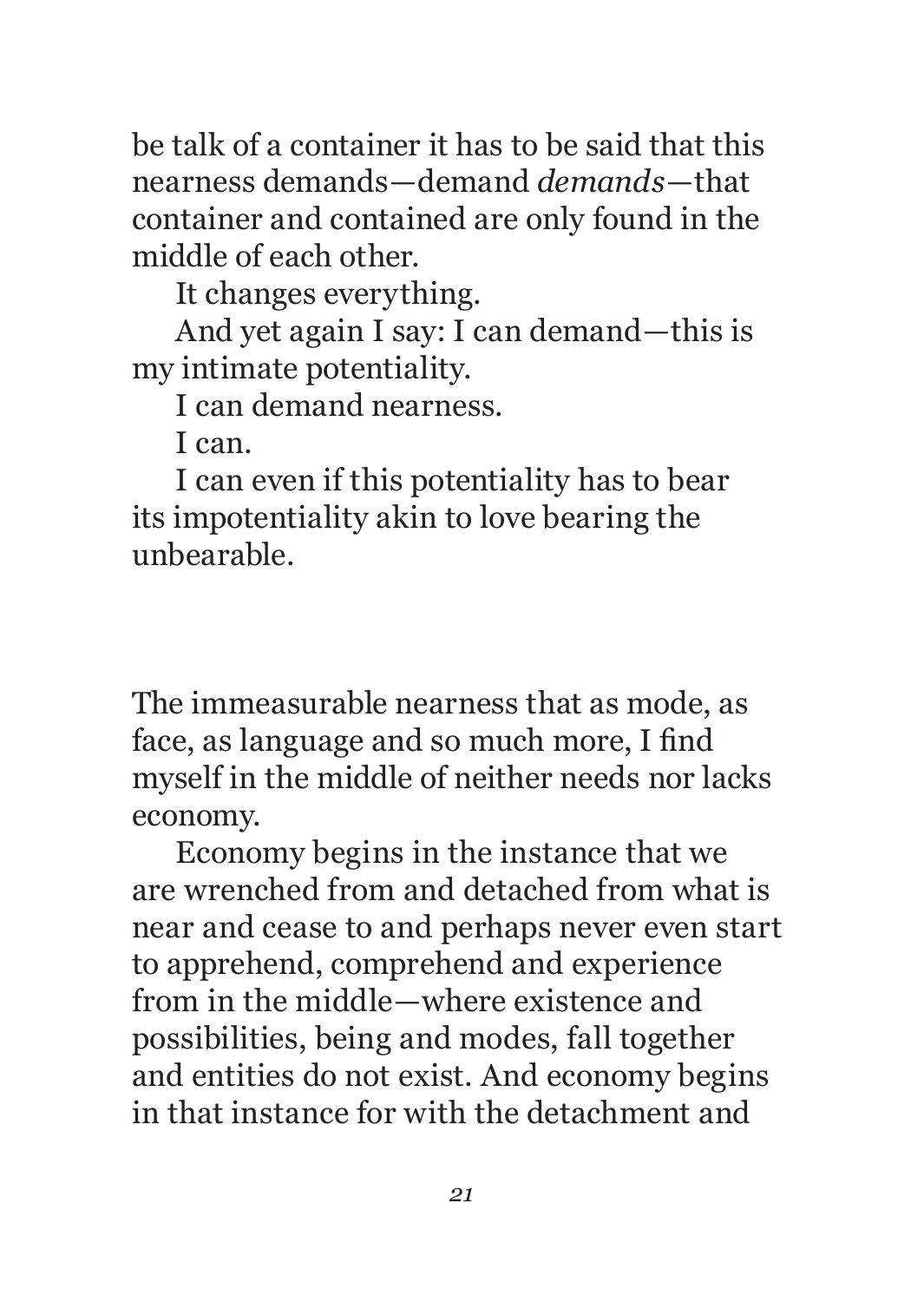be talk of a container it has to be said that this nearness demands—demand *demands*—that container and contained are only found in the middle of each other.

It changes everything.

And yet again I say: I can demand—this is my intimate potentiality.

I can demand nearness.

I can.

I can even if this potentiality has to bear its impotentiality akin to love bearing the unbearable.

The immeasurable nearness that as mode, as face, as language and so much more, I find myself in the middle of neither needs nor lacks economy.

Economy begins in the instance that we are wrenched from and detached from what is near and cease to and perhaps never even start to apprehend, comprehend and experience from in the middle—where existence and possibilities, being and modes, fall together and entities do not exist. And economy begins in that instance for with the detachment and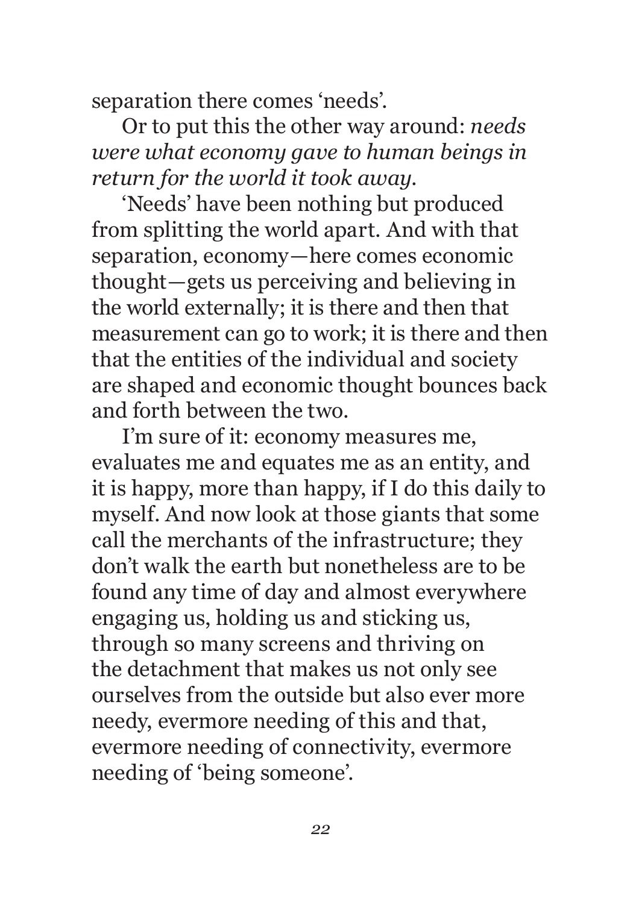separation there comes 'needs'.

Or to put this the other way around: *needs were what economy gave to human beings in return for the world it took away.*

'Needs' have been nothing but produced from splitting the world apart. And with that separation, economy—here comes economic thought—gets us perceiving and believing in the world externally; it is there and then that measurement can go to work; it is there and then that the entities of the individual and society are shaped and economic thought bounces back and forth between the two.

I'm sure of it: economy measures me, evaluates me and equates me as an entity, and it is happy, more than happy, if I do this daily to myself. And now look at those giants that some call the merchants of the infrastructure; they don't walk the earth but nonetheless are to be found any time of day and almost everywhere engaging us, holding us and sticking us, through so many screens and thriving on the detachment that makes us not only see ourselves from the outside but also ever more needy, evermore needing of this and that, evermore needing of connectivity, evermore needing of 'being someone'.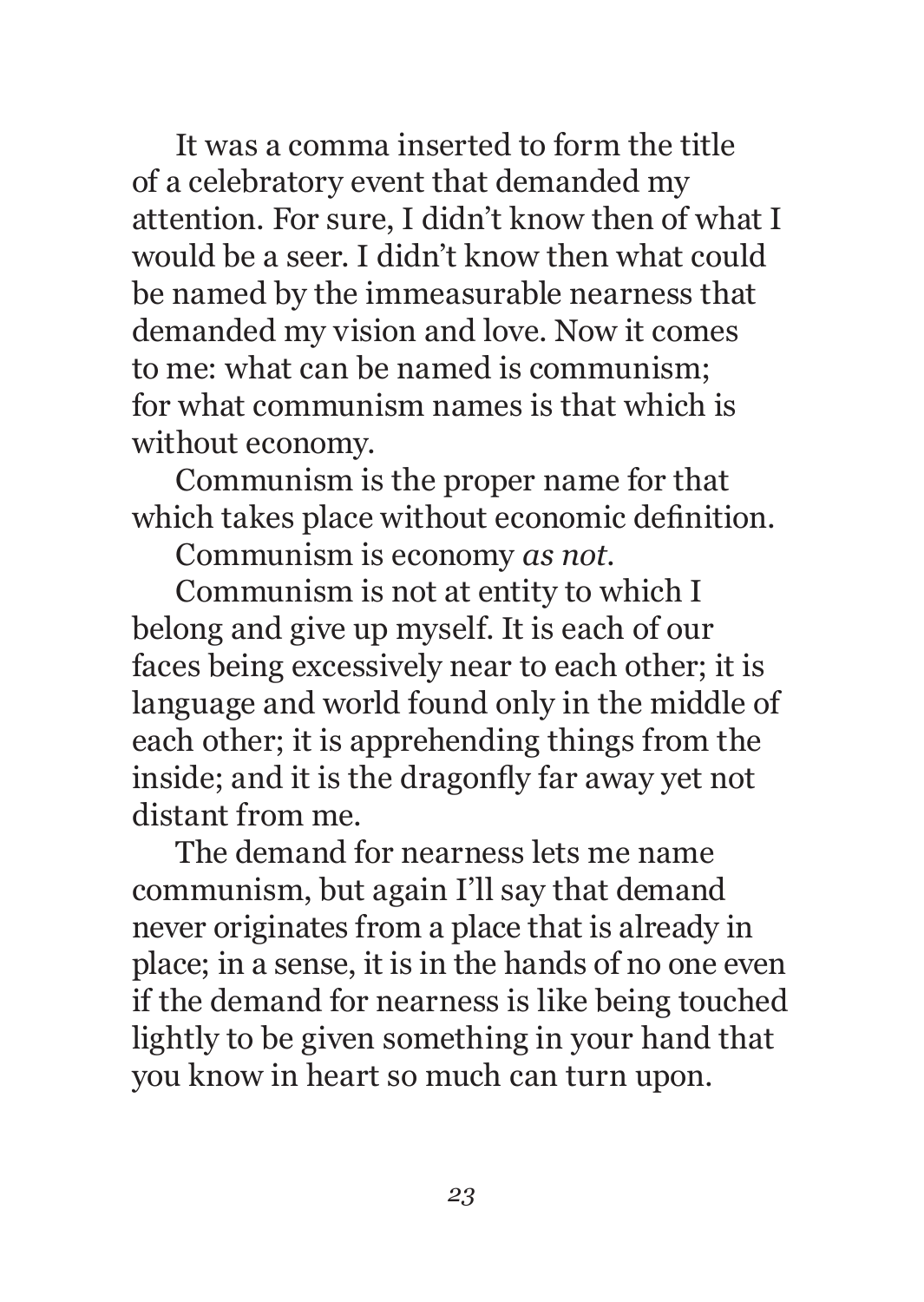It was a comma inserted to form the title of a celebratory event that demanded my attention. For sure, I didn't know then of what I would be a seer. I didn't know then what could be named by the immeasurable nearness that demanded my vision and love. Now it comes to me: what can be named is communism; for what communism names is that which is without economy.

Communism is the proper name for that which takes place without economic definition.

Communism is economy *as not*.

Communism is not at entity to which I belong and give up myself. It is each of our faces being excessively near to each other; it is language and world found only in the middle of each other; it is apprehending things from the inside; and it is the dragonfly far away yet not distant from me.

The demand for nearness lets me name communism, but again I'll say that demand never originates from a place that is already in place; in a sense, it is in the hands of no one even if the demand for nearness is like being touched lightly to be given something in your hand that you know in heart so much can turn upon.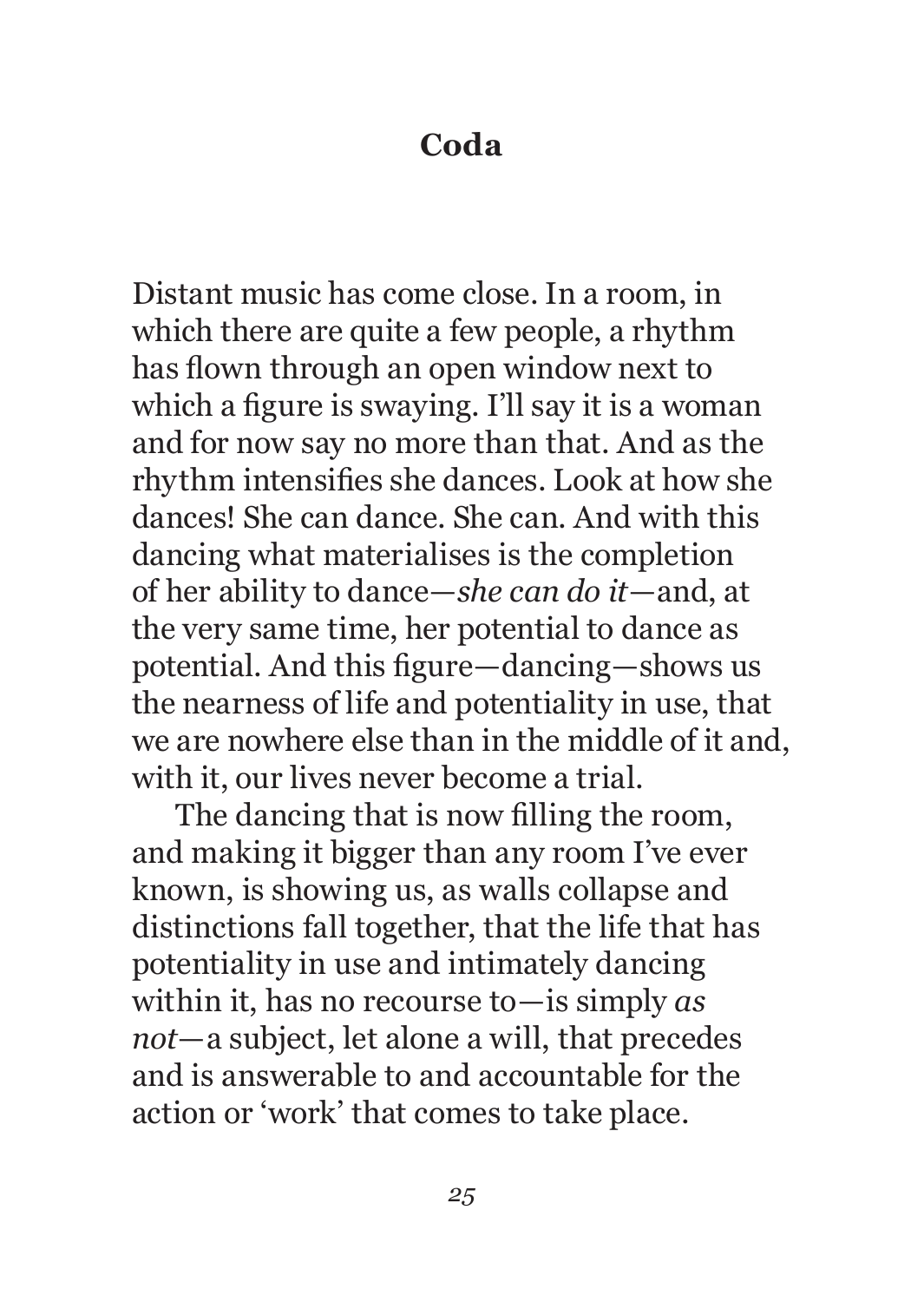# Coda

Distant music has come close. In a room, in which there are quite a few people, a rhythm has flown through an open window next to which a figure is swaying. I'll say it is a woman and for now say no more than that. And as the rhythm intensifies she dances. Look at how she dances! She can dance. She can. And with this dancing what materialises is the completion of her ability to dance—*she can do it*—and, at the very same time, her potential to dance as potential. And this figure—dancing—shows us the nearness of life and potentiality in use, that we are nowhere else than in the middle of it and, with it, our lives never become a trial.

The dancing that is now filling the room, and making it bigger than any room I've ever known, is showing us, as walls collapse and distinctions fall together, that the life that has potentiality in use and intimately dancing within it, has no recourse to—is simply *as not*—a subject, let alone a will, that precedes and is answerable to and accountable for the action or 'work' that comes to take place.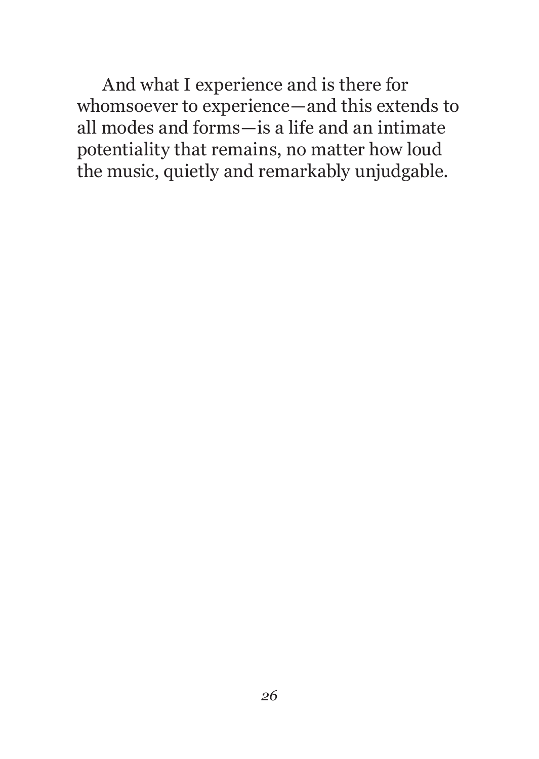And what I experience and is there for whomsoever to experience—and this extends to all modes and forms—is a life and an intimate potentiality that remains, no matter how loud the music, quietly and remarkably unjudgable.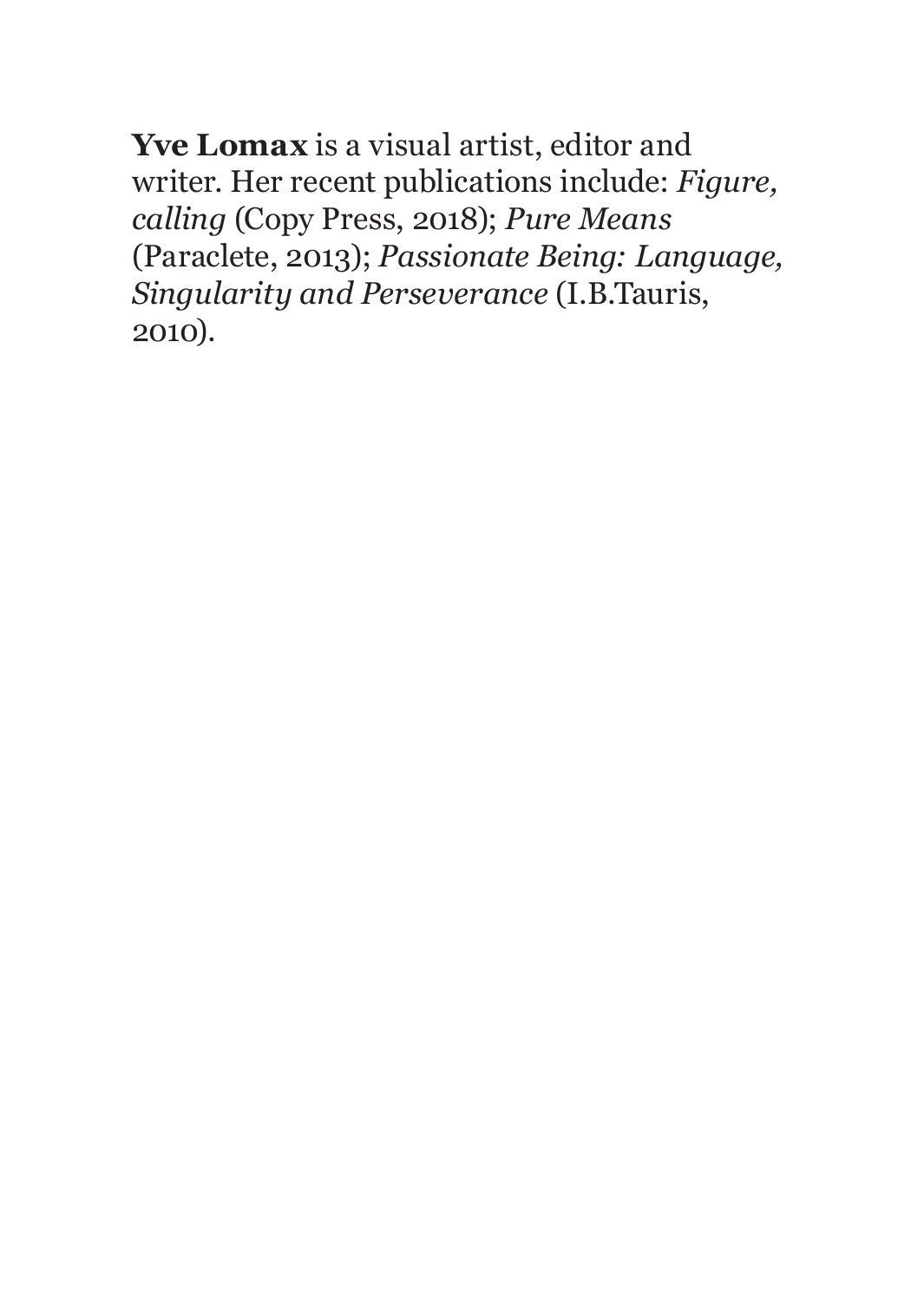**Yve Lomax** is a visual artist, editor and writer. Her recent publications include: *Figure, calling* (Copy Press, 2018); *Pure Means* (Paraclete, 2013); *Passionate Being: Language, Singularity and Perseverance* (I.B.Tauris, 2010).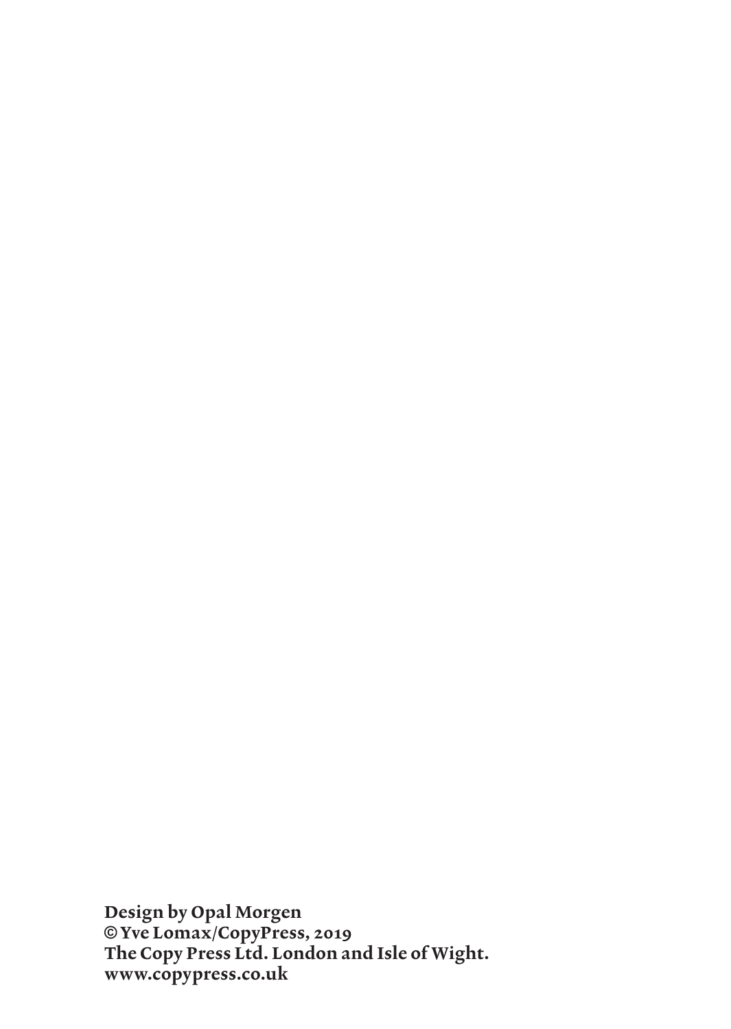**Design by Opal Morgen**
**© Yve Lomax/CopyPress, 2019**
**The Copy Press Ltd. London and Isle of Wight.**
**www.copypress.co.uk**